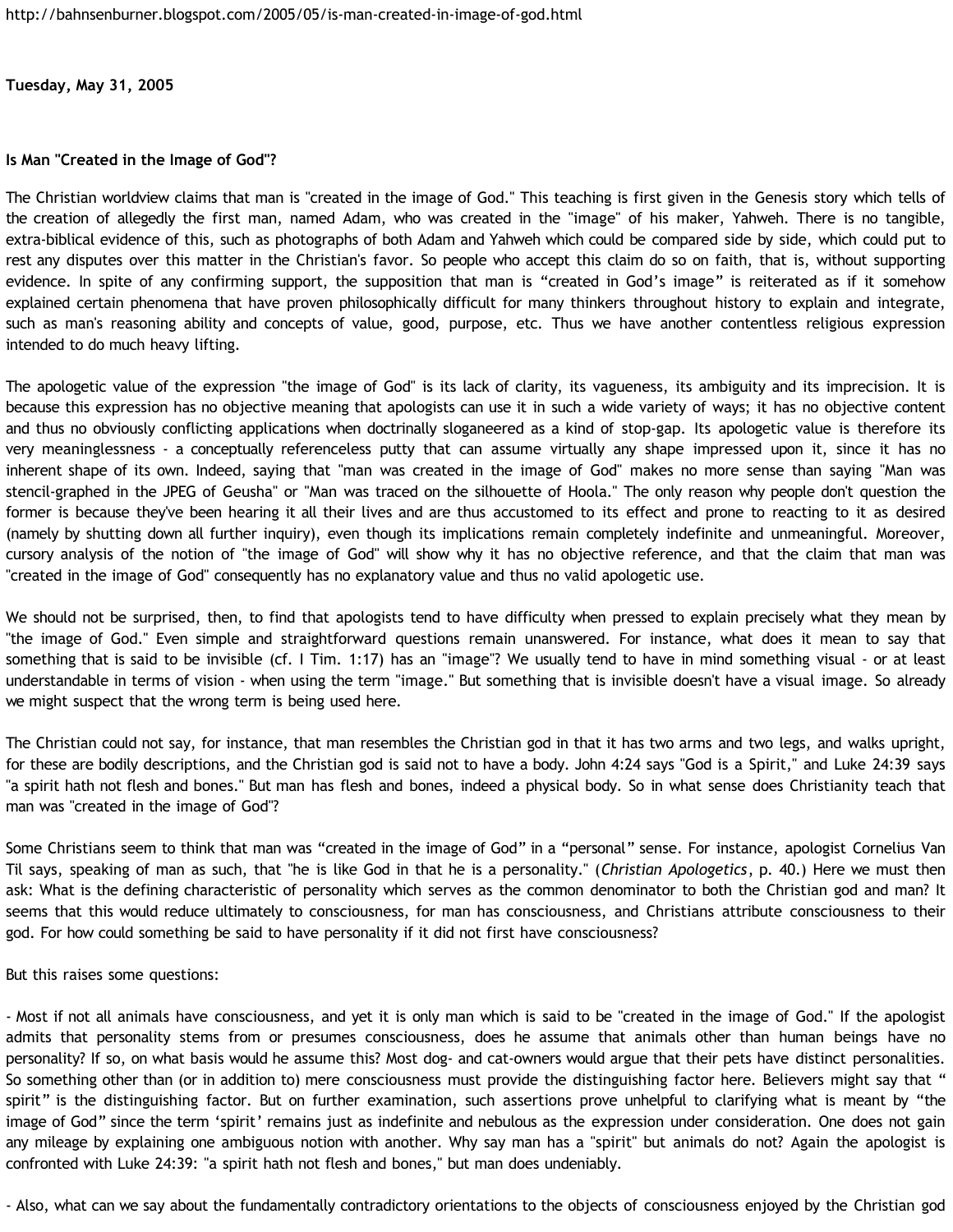http://bahnsenburner.blogspot.com/2005/05/is-man-created-in-image-of-god.html

**Tuesday, May 31, 2005**

**Is Man "Created in the Image of God"?**

The Christian worldview claims that man is "created in the image of God." This teaching is first given in the Genesis story which tells of the creation of allegedly the first man, named Adam, who was created in the "image" of his maker, Yahweh. There is no tangible, extra-biblical evidence of this, such as photographs of both Adam and Yahweh which could be compared side by side, which could put to rest any disputes over this matter in the Christian's favor. So people who accept this claim do so on faith, that is, without supporting evidence. In spite of any confirming support, the supposition that man is "created in God's image" is reiterated as if it somehow explained certain phenomena that have proven philosophically difficult for many thinkers throughout history to explain and integrate, such as man's reasoning ability and concepts of value, good, purpose, etc. Thus we have another contentless religious expression intended to do much heavy lifting.

The apologetic value of the expression "the image of God" is its lack of clarity, its vagueness, its ambiguity and its imprecision. It is because this expression has no objective meaning that apologists can use it in such a wide variety of ways; it has no objective content and thus no obviously conflicting applications when doctrinally sloganeered as a kind of stop-gap. Its apologetic value is therefore its very meaninglessness - a conceptually referenceless putty that can assume virtually any shape impressed upon it, since it has no inherent shape of its own. Indeed, saying that "man was created in the image of God" makes no more sense than saying "Man was stencil-graphed in the JPEG of Geusha" or "Man was traced on the silhouette of Hoola." The only reason why people don't question the former is because they've been hearing it all their lives and are thus accustomed to its effect and prone to reacting to it as desired (namely by shutting down all further inquiry), even though its implications remain completely indefinite and unmeaningful. Moreover, cursory analysis of the notion of "the image of God" will show why it has no objective reference, and that the claim that man was "created in the image of God" consequently has no explanatory value and thus no valid apologetic use.

We should not be surprised, then, to find that apologists tend to have difficulty when pressed to explain precisely what they mean by "the image of God." Even simple and straightforward questions remain unanswered. For instance, what does it mean to say that something that is said to be invisible (cf. I Tim. 1:17) has an "image"? We usually tend to have in mind something visual - or at least understandable in terms of vision - when using the term "image." But something that is invisible doesn't have a visual image. So already we might suspect that the wrong term is being used here.

The Christian could not say, for instance, that man resembles the Christian god in that it has two arms and two legs, and walks upright, for these are bodily descriptions, and the Christian god is said not to have a body. John 4:24 says "God is a Spirit," and Luke 24:39 says "a spirit hath not flesh and bones." But man has flesh and bones, indeed a physical body. So in what sense does Christianity teach that man was "created in the image of God"?

Some Christians seem to think that man was "created in the image of God" in a "personal" sense. For instance, apologist Cornelius Van Til says, speaking of man as such, that "he is like God in that he is a personality." (*Christian Apologetics*, p. 40.) Here we must then ask: What is the defining characteristic of personality which serves as the common denominator to both the Christian god and man? It seems that this would reduce ultimately to consciousness, for man has consciousness, and Christians attribute consciousness to their god. For how could something be said to have personality if it did not first have consciousness?

But this raises some questions:

- Most if not all animals have consciousness, and yet it is only man which is said to be "created in the image of God." If the apologist admits that personality stems from or presumes consciousness, does he assume that animals other than human beings have no personality? If so, on what basis would he assume this? Most dog- and cat-owners would argue that their pets have distinct personalities. So something other than (or in addition to) mere consciousness must provide the distinguishing factor here. Believers might say that "spirit" is the distinguishing factor. But on further examination, such assertions prove unhelpful to clarifying what is meant by "the image of God" since the term 'spirit' remains just as indefinite and nebulous as the expression under consideration. One does not gain any mileage by explaining one ambiguous notion with another. Why say man has a "spirit" but animals do not? Again the apologist is confronted with Luke 24:39: "a spirit hath not flesh and bones," but man does undeniably.

- Also, what can we say about the fundamentally contradictory orientations to the objects of consciousness enjoyed by the Christian god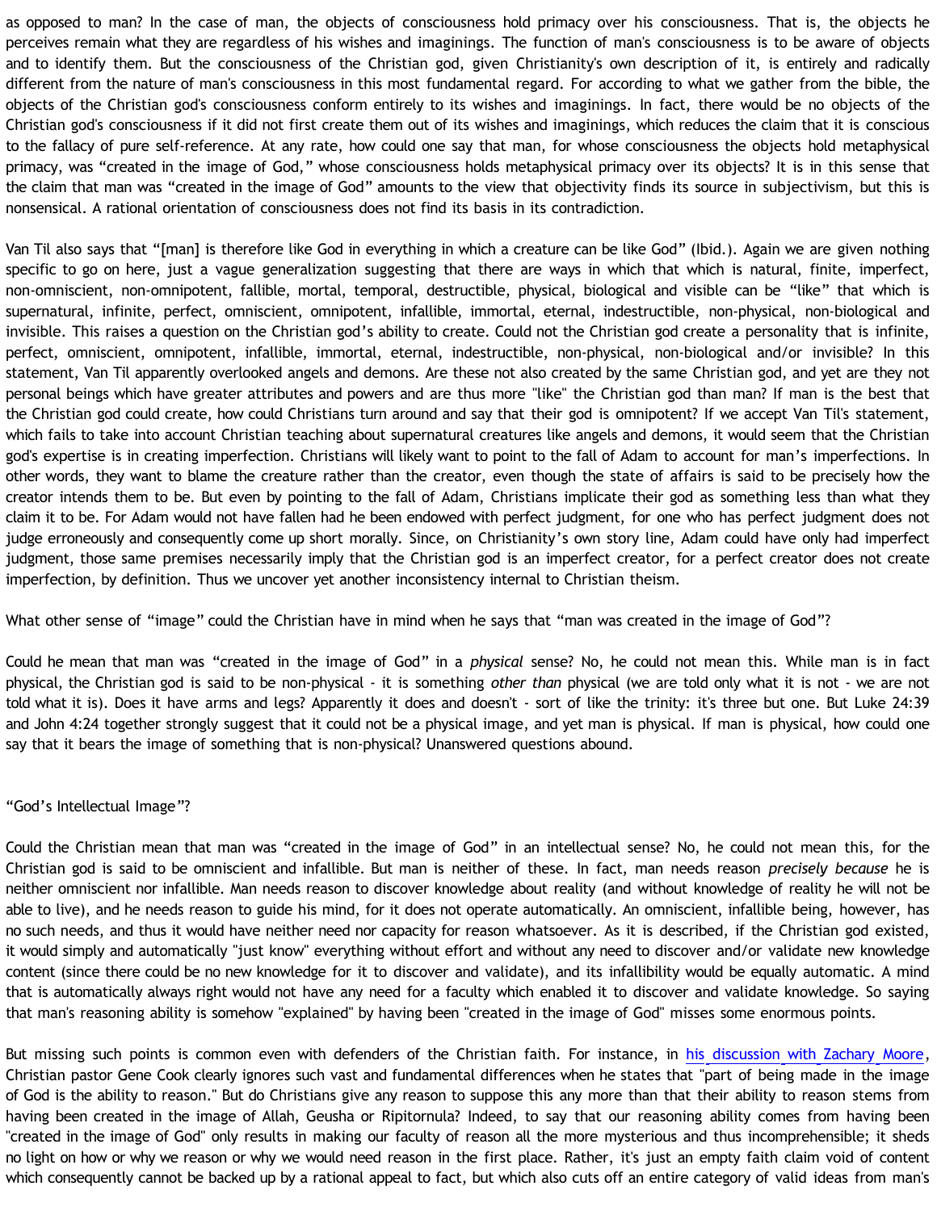as opposed to man? In the case of man, the objects of consciousness hold primacy over his consciousness. That is, the objects he perceives remain what they are regardless of his wishes and imaginings. The function of man's consciousness is to be aware of objects and to identify them. But the consciousness of the Christian god, given Christianity's own description of it, is entirely and radically different from the nature of man's consciousness in this most fundamental regard. For according to what we gather from the bible, the objects of the Christian god's consciousness conform entirely to its wishes and imaginings. In fact, there would be no objects of the Christian god's consciousness if it did not first create them out of its wishes and imaginings, which reduces the claim that it is conscious to the fallacy of pure self-reference. At any rate, how could one say that man, for whose consciousness the objects hold metaphysical primacy, was "created in the image of God," whose consciousness holds metaphysical primacy over its objects? It is in this sense that the claim that man was "created in the image of God" amounts to the view that objectivity finds its source in subjectivism, but this is nonsensical. A rational orientation of consciousness does not find its basis in its contradiction.

Van Til also says that "[man] is therefore like God in everything in which a creature can be like God" (Ibid.). Again we are given nothing specific to go on here, just a vague generalization suggesting that there are ways in which that which is natural, finite, imperfect, non-omniscient, non-omnipotent, fallible, mortal, temporal, destructible, physical, biological and visible can be "like" that which is supernatural, infinite, perfect, omniscient, omnipotent, infallible, immortal, eternal, indestructible, non-physical, non-biological and invisible. This raises a question on the Christian god's ability to create. Could not the Christian god create a personality that is infinite, perfect, omniscient, omnipotent, infallible, immortal, eternal, indestructible, non-physical, non-biological and/or invisible? In this statement, Van Til apparently overlooked angels and demons. Are these not also created by the same Christian god, and yet are they not personal beings which have greater attributes and powers and are thus more "like" the Christian god than man? If man is the best that the Christian god could create, how could Christians turn around and say that their god is omnipotent? If we accept Van Til's statement, which fails to take into account Christian teaching about supernatural creatures like angels and demons, it would seem that the Christian god's expertise is in creating imperfection. Christians will likely want to point to the fall of Adam to account for man's imperfections. In other words, they want to blame the creature rather than the creator, even though the state of affairs is said to be precisely how the creator intends them to be. But even by pointing to the fall of Adam, Christians implicate their god as something less than what they claim it to be. For Adam would not have fallen had he been endowed with perfect judgment, for one who has perfect judgment does not judge erroneously and consequently come up short morally. Since, on Christianity's own story line, Adam could have only had imperfect judgment, those same premises necessarily imply that the Christian god is an imperfect creator, for a perfect creator does not create imperfection, by definition. Thus we uncover yet another inconsistency internal to Christian theism.

What other sense of "image" could the Christian have in mind when he says that "man was created in the image of God"?

Could he mean that man was "created in the image of God" in a *physical* sense? No, he could not mean this. While man is in fact physical, the Christian god is said to be non-physical - it is something *other than* physical (we are told only what it is not - we are not told what it is). Does it have arms and legs? Apparently it does and doesn't - sort of like the trinity: it's three but one. But Luke 24:39 and John 4:24 together strongly suggest that it could not be a physical image, and yet man is physical. If man is physical, how could one say that it bears the image of something that is non-physical? Unanswered questions abound.

"God's Intellectual Image"?

Could the Christian mean that man was "created in the image of God" in an intellectual sense? No, he could not mean this, for the Christian god is said to be omniscient and infallible. But man is neither of these. In fact, man needs reason *precisely because* he is neither omniscient nor infallible. Man needs reason to discover knowledge about reality (and without knowledge of reality he will not be able to live), and he needs reason to guide his mind, for it does not operate automatically. An omniscient, infallible being, however, has no such needs, and thus it would have neither need nor capacity for reason whatsoever. As it is described, if the Christian god existed, it would simply and automatically "just know" everything without effort and without any need to discover and/or validate new knowledge content (since there could be no new knowledge for it to discover and validate), and its infallibility would be equally automatic. A mind that is automatically always right would not have any need for a faculty which enabled it to discover and validate knowledge. So saying that man's reasoning ability is somehow "explained" by having been "created in the image of God" misses some enormous points.

But missing such points is common even with defenders of the Christian faith. For instance, in [his discussion with Zachary Moore], Christian pastor Gene Cook clearly ignores such vast and fundamental differences when he states that "part of being made in the image of God is the ability to reason." But do Christians give any reason to suppose this any more than that their ability to reason stems from having been created in the image of Allah, Geusha or Ripitornula? Indeed, to say that our reasoning ability comes from having been "created in the image of God" only results in making our faculty of reason all the more mysterious and thus incomprehensible; it sheds no light on how or why we reason or why we would need reason in the first place. Rather, it's just an empty faith claim void of content which consequently cannot be backed up by a rational appeal to fact, but which also cuts off an entire category of valid ideas from man's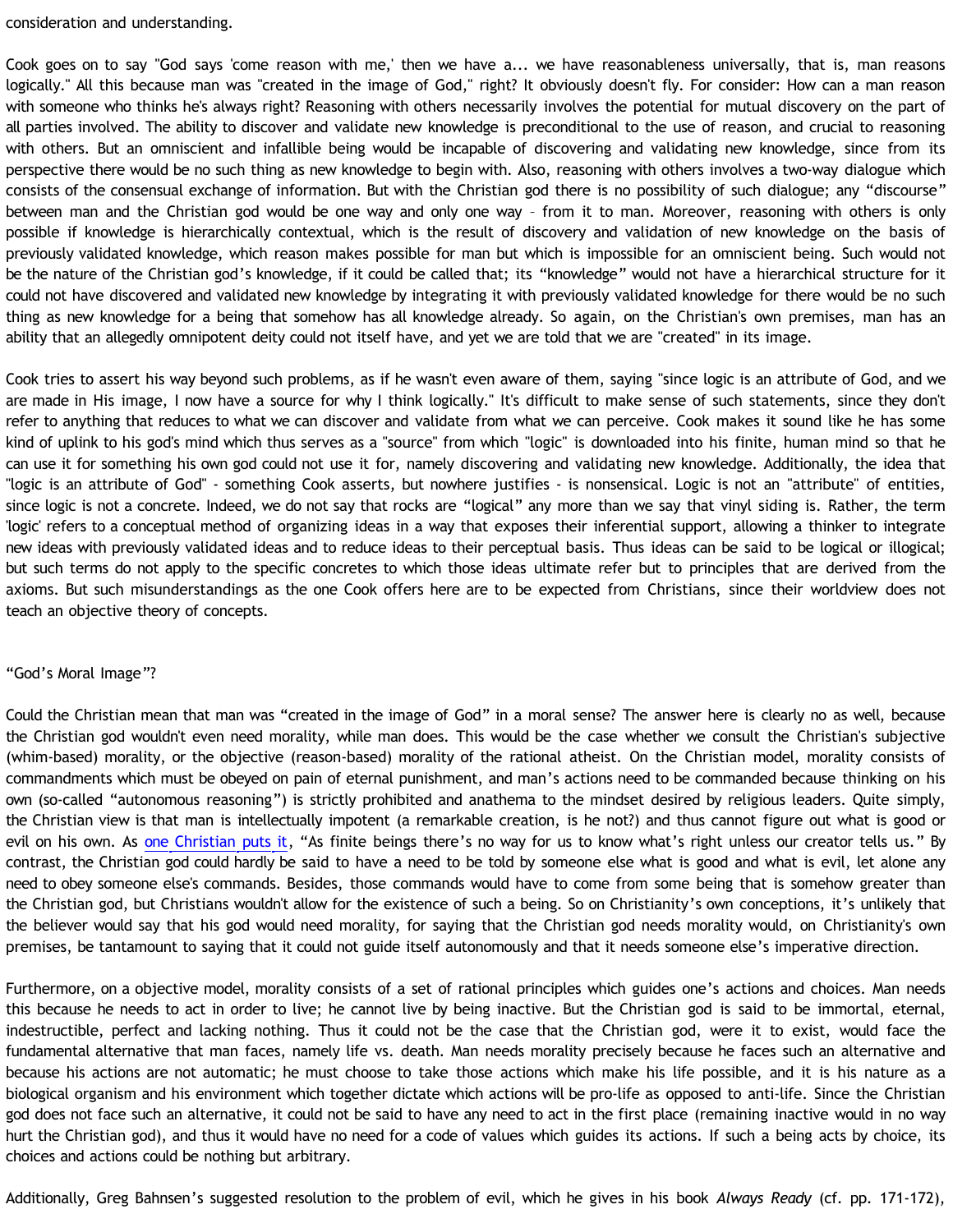consideration and understanding.

Cook goes on to say "God says 'come reason with me,' then we have a... we have reasonableness universally, that is, man reasons logically." All this because man was "created in the image of God," right? It obviously doesn't fly. For consider: How can a man reason with someone who thinks he's always right? Reasoning with others necessarily involves the potential for mutual discovery on the part of all parties involved. The ability to discover and validate new knowledge is preconditional to the use of reason, and crucial to reasoning with others. But an omniscient and infallible being would be incapable of discovering and validating new knowledge, since from its perspective there would be no such thing as new knowledge to begin with. Also, reasoning with others involves a two-way dialogue which consists of the consensual exchange of information. But with the Christian god there is no possibility of such dialogue; any "discourse" between man and the Christian god would be one way and only one way – from it to man. Moreover, reasoning with others is only possible if knowledge is hierarchically contextual, which is the result of discovery and validation of new knowledge on the basis of previously validated knowledge, which reason makes possible for man but which is impossible for an omniscient being. Such would not be the nature of the Christian god's knowledge, if it could be called that; its "knowledge" would not have a hierarchical structure for it could not have discovered and validated new knowledge by integrating it with previously validated knowledge for there would be no such thing as new knowledge for a being that somehow has all knowledge already. So again, on the Christian's own premises, man has an ability that an allegedly omnipotent deity could not itself have, and yet we are told that we are "created" in its image.

Cook tries to assert his way beyond such problems, as if he wasn't even aware of them, saying "since logic is an attribute of God, and we are made in His image, I now have a source for why I think logically." It's difficult to make sense of such statements, since they don't refer to anything that reduces to what we can discover and validate from what we can perceive. Cook makes it sound like he has some kind of uplink to his god's mind which thus serves as a "source" from which "logic" is downloaded into his finite, human mind so that he can use it for something his own god could not use it for, namely discovering and validating new knowledge. Additionally, the idea that "logic is an attribute of God" - something Cook asserts, but nowhere justifies - is nonsensical. Logic is not an "attribute" of entities, since logic is not a concrete. Indeed, we do not say that rocks are "logical" any more than we say that vinyl siding is. Rather, the term 'logic' refers to a conceptual method of organizing ideas in a way that exposes their inferential support, allowing a thinker to integrate new ideas with previously validated ideas and to reduce ideas to their perceptual basis. Thus ideas can be said to be logical or illogical; but such terms do not apply to the specific concretes to which those ideas ultimate refer but to principles that are derived from the axioms. But such misunderstandings as the one Cook offers here are to be expected from Christians, since their worldview does not teach an objective theory of concepts.

"God's Moral Image"?

Could the Christian mean that man was "created in the image of God" in a moral sense? The answer here is clearly no as well, because the Christian god wouldn't even need morality, while man does. This would be the case whether we consult the Christian's subjective (whim-based) morality, or the objective (reason-based) morality of the rational atheist. On the Christian model, morality consists of commandments which must be obeyed on pain of eternal punishment, and man's actions need to be commanded because thinking on his own (so-called "autonomous reasoning") is strictly prohibited and anathema to the mindset desired by religious leaders. Quite simply, the Christian view is that man is intellectually impotent (a remarkable creation, is he not?) and thus cannot figure out what is good or evil on his own. As one Christian puts it, "As finite beings there's no way for us to know what's right unless our creator tells us." By contrast, the Christian god could hardly be said to have a need to be told by someone else what is good and what is evil, let alone any need to obey someone else's commands. Besides, those commands would have to come from some being that is somehow greater than the Christian god, but Christians wouldn't allow for the existence of such a being. So on Christianity's own conceptions, it's unlikely that the believer would say that his god would need morality, for saying that the Christian god needs morality would, on Christianity's own premises, be tantamount to saying that it could not guide itself autonomously and that it needs someone else's imperative direction.

Furthermore, on a objective model, morality consists of a set of rational principles which guides one's actions and choices. Man needs this because he needs to act in order to live; he cannot live by being inactive. But the Christian god is said to be immortal, eternal, indestructible, perfect and lacking nothing. Thus it could not be the case that the Christian god, were it to exist, would face the fundamental alternative that man faces, namely life vs. death. Man needs morality precisely because he faces such an alternative and because his actions are not automatic; he must choose to take those actions which make his life possible, and it is his nature as a biological organism and his environment which together dictate which actions will be pro-life as opposed to anti-life. Since the Christian god does not face such an alternative, it could not be said to have any need to act in the first place (remaining inactive would in no way hurt the Christian god), and thus it would have no need for a code of values which guides its actions. If such a being acts by choice, its choices and actions could be nothing but arbitrary.

Additionally, Greg Bahnsen's suggested resolution to the problem of evil, which he gives in his book *Always Ready* (cf. pp. 171-172),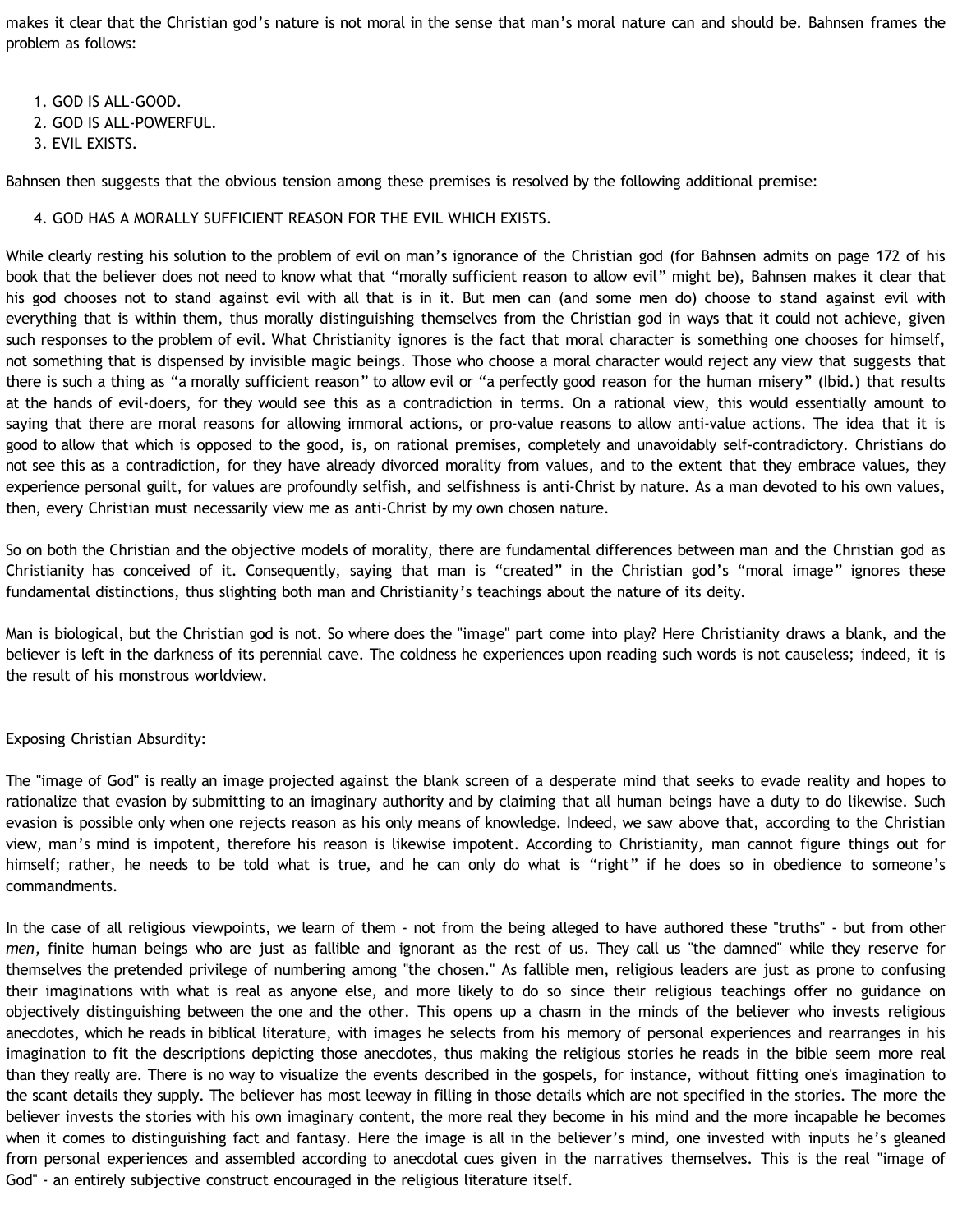makes it clear that the Christian god's nature is not moral in the sense that man's moral nature can and should be. Bahnsen frames the problem as follows:

1. GOD IS ALL-GOOD.
2. GOD IS ALL-POWERFUL.
3. EVIL EXISTS.

Bahnsen then suggests that the obvious tension among these premises is resolved by the following additional premise:

4. GOD HAS A MORALLY SUFFICIENT REASON FOR THE EVIL WHICH EXISTS.

While clearly resting his solution to the problem of evil on man's ignorance of the Christian god (for Bahnsen admits on page 172 of his book that the believer does not need to know what that "morally sufficient reason to allow evil" might be), Bahnsen makes it clear that his god chooses not to stand against evil with all that is in it. But men can (and some men do) choose to stand against evil with everything that is within them, thus morally distinguishing themselves from the Christian god in ways that it could not achieve, given such responses to the problem of evil. What Christianity ignores is the fact that moral character is something one chooses for himself, not something that is dispensed by invisible magic beings. Those who choose a moral character would reject any view that suggests that there is such a thing as "a morally sufficient reason" to allow evil or "a perfectly good reason for the human misery" (Ibid.) that results at the hands of evil-doers, for they would see this as a contradiction in terms. On a rational view, this would essentially amount to saying that there are moral reasons for allowing immoral actions, or pro-value reasons to allow anti-value actions. The idea that it is good to allow that which is opposed to the good, is, on rational premises, completely and unavoidably self-contradictory. Christians do not see this as a contradiction, for they have already divorced morality from values, and to the extent that they embrace values, they experience personal guilt, for values are profoundly selfish, and selfishness is anti-Christ by nature. As a man devoted to his own values, then, every Christian must necessarily view me as anti-Christ by my own chosen nature.

So on both the Christian and the objective models of morality, there are fundamental differences between man and the Christian god as Christianity has conceived of it. Consequently, saying that man is "created" in the Christian god's "moral image" ignores these fundamental distinctions, thus slighting both man and Christianity's teachings about the nature of its deity.

Man is biological, but the Christian god is not. So where does the "image" part come into play? Here Christianity draws a blank, and the believer is left in the darkness of its perennial cave. The coldness he experiences upon reading such words is not causeless; indeed, it is the result of his monstrous worldview.

Exposing Christian Absurdity:

The "image of God" is really an image projected against the blank screen of a desperate mind that seeks to evade reality and hopes to rationalize that evasion by submitting to an imaginary authority and by claiming that all human beings have a duty to do likewise. Such evasion is possible only when one rejects reason as his only means of knowledge. Indeed, we saw above that, according to the Christian view, man's mind is impotent, therefore his reason is likewise impotent. According to Christianity, man cannot figure things out for himself; rather, he needs to be told what is true, and he can only do what is "right" if he does so in obedience to someone's commandments.

In the case of all religious viewpoints, we learn of them - not from the being alleged to have authored these "truths" - but from other *men*, finite human beings who are just as fallible and ignorant as the rest of us. They call us "the damned" while they reserve for themselves the pretended privilege of numbering among "the chosen." As fallible men, religious leaders are just as prone to confusing their imaginations with what is real as anyone else, and more likely to do so since their religious teachings offer no guidance on objectively distinguishing between the one and the other. This opens up a chasm in the minds of the believer who invests religious anecdotes, which he reads in biblical literature, with images he selects from his memory of personal experiences and rearranges in his imagination to fit the descriptions depicting those anecdotes, thus making the religious stories he reads in the bible seem more real than they really are. There is no way to visualize the events described in the gospels, for instance, without fitting one's imagination to the scant details they supply. The believer has most leeway in filling in those details which are not specified in the stories. The more the believer invests the stories with his own imaginary content, the more real they become in his mind and the more incapable he becomes when it comes to distinguishing fact and fantasy. Here the image is all in the believer's mind, one invested with inputs he's gleaned from personal experiences and assembled according to anecdotal cues given in the narratives themselves. This is the real "image of God" - an entirely subjective construct encouraged in the religious literature itself.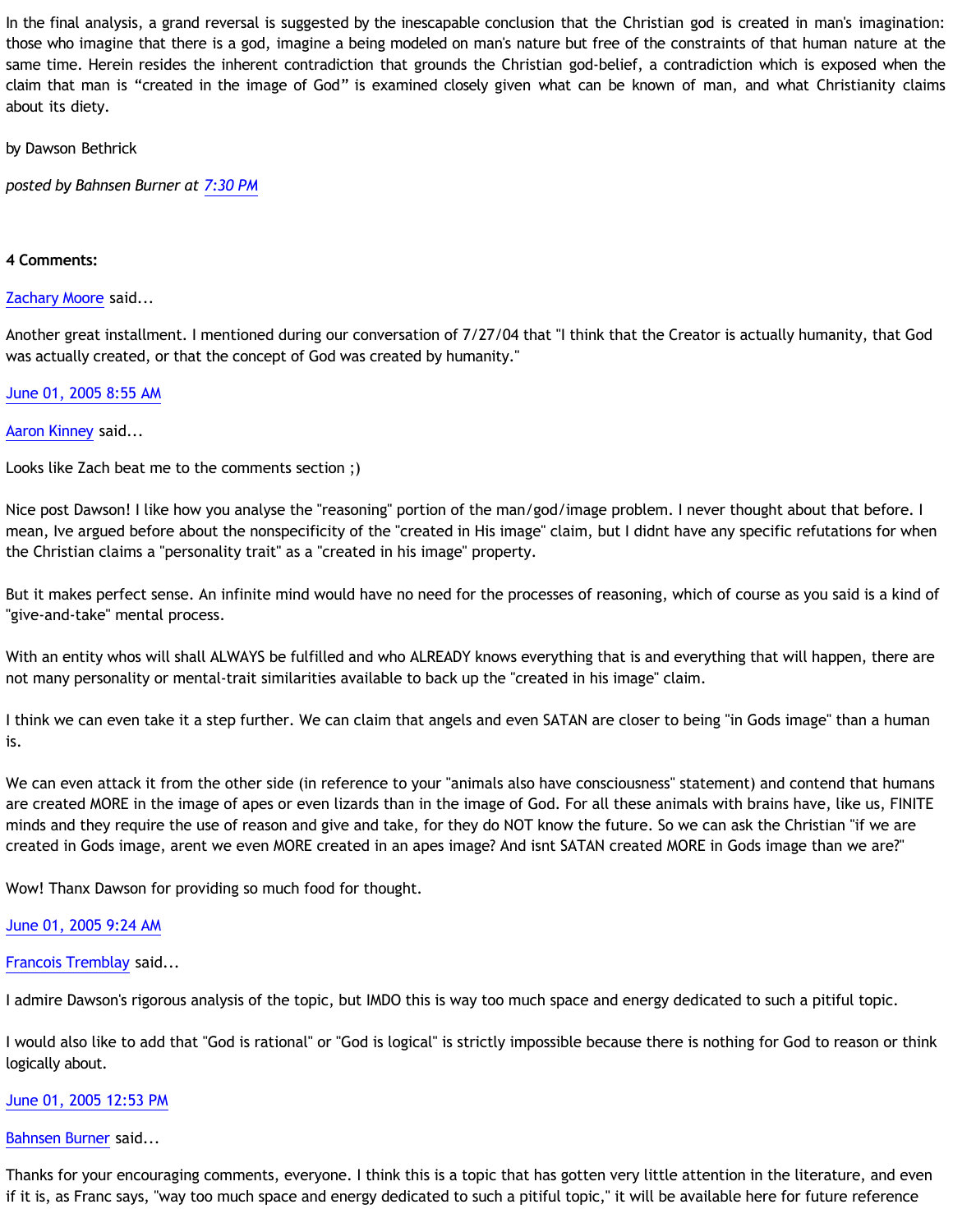In the final analysis, a grand reversal is suggested by the inescapable conclusion that the Christian god is created in man's imagination: those who imagine that there is a god, imagine a being modeled on man's nature but free of the constraints of that human nature at the same time. Herein resides the inherent contradiction that grounds the Christian god-belief, a contradiction which is exposed when the claim that man is "created in the image of God" is examined closely given what can be known of man, and what Christianity claims about its diety.

by Dawson Bethrick

*posted by Bahnsen Burner at 7:30 PM*

**4 Comments:**

Zachary Moore said...

Another great installment. I mentioned during our conversation of 7/27/04 that "I think that the Creator is actually humanity, that God was actually created, or that the concept of God was created by humanity."

June 01, 2005 8:55 AM

Aaron Kinney said...

Looks like Zach beat me to the comments section ;)

Nice post Dawson! I like how you analyse the "reasoning" portion of the man/god/image problem. I never thought about that before. I mean, Ive argued before about the nonspecificity of the "created in His image" claim, but I didnt have any specific refutations for when the Christian claims a "personality trait" as a "created in his image" property.

But it makes perfect sense. An infinite mind would have no need for the processes of reasoning, which of course as you said is a kind of "give-and-take" mental process.

With an entity whos will shall ALWAYS be fulfilled and who ALREADY knows everything that is and everything that will happen, there are not many personality or mental-trait similarities available to back up the "created in his image" claim.

I think we can even take it a step further. We can claim that angels and even SATAN are closer to being "in Gods image" than a human is.

We can even attack it from the other side (in reference to your "animals also have consciousness" statement) and contend that humans are created MORE in the image of apes or even lizards than in the image of God. For all these animals with brains have, like us, FINITE minds and they require the use of reason and give and take, for they do NOT know the future. So we can ask the Christian "if we are created in Gods image, arent we even MORE created in an apes image? And isnt SATAN created MORE in Gods image than we are?"

Wow! Thanx Dawson for providing so much food for thought.

June 01, 2005 9:24 AM

Francois Tremblay said...

I admire Dawson's rigorous analysis of the topic, but IMDO this is way too much space and energy dedicated to such a pitiful topic.

I would also like to add that "God is rational" or "God is logical" is strictly impossible because there is nothing for God to reason or think logically about.

June 01, 2005 12:53 PM

Bahnsen Burner said...

Thanks for your encouraging comments, everyone. I think this is a topic that has gotten very little attention in the literature, and even if it is, as Franc says, "way too much space and energy dedicated to such a pitiful topic," it will be available here for future reference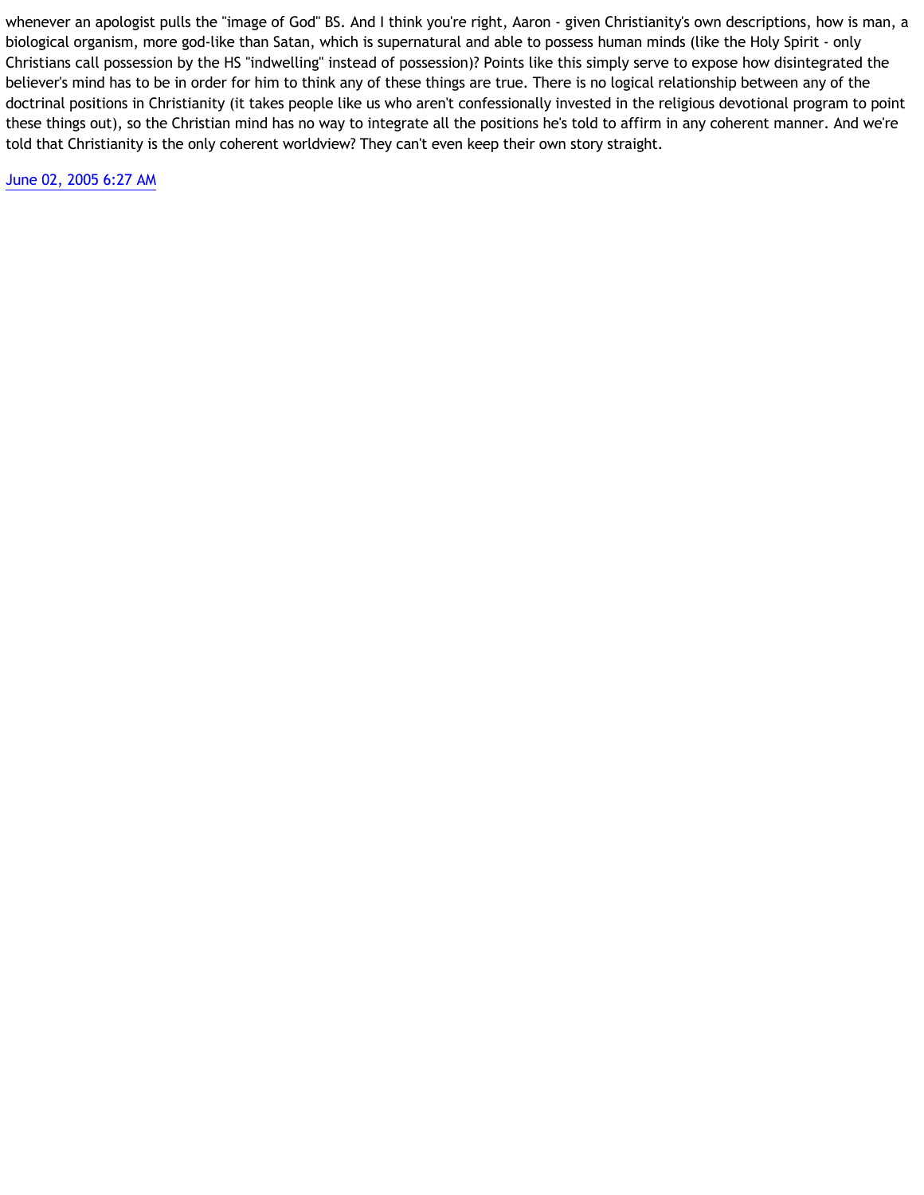whenever an apologist pulls the "image of God" BS. And I think you're right, Aaron - given Christianity's own descriptions, how is man, a biological organism, more god-like than Satan, which is supernatural and able to possess human minds (like the Holy Spirit - only Christians call possession by the HS "indwelling" instead of possession)? Points like this simply serve to expose how disintegrated the believer's mind has to be in order for him to think any of these things are true. There is no logical relationship between any of the doctrinal positions in Christianity (it takes people like us who aren't confessionally invested in the religious devotional program to point these things out), so the Christian mind has no way to integrate all the positions he's told to affirm in any coherent manner. And we're told that Christianity is the only coherent worldview? They can't even keep their own story straight.

June 02, 2005 6:27 AM